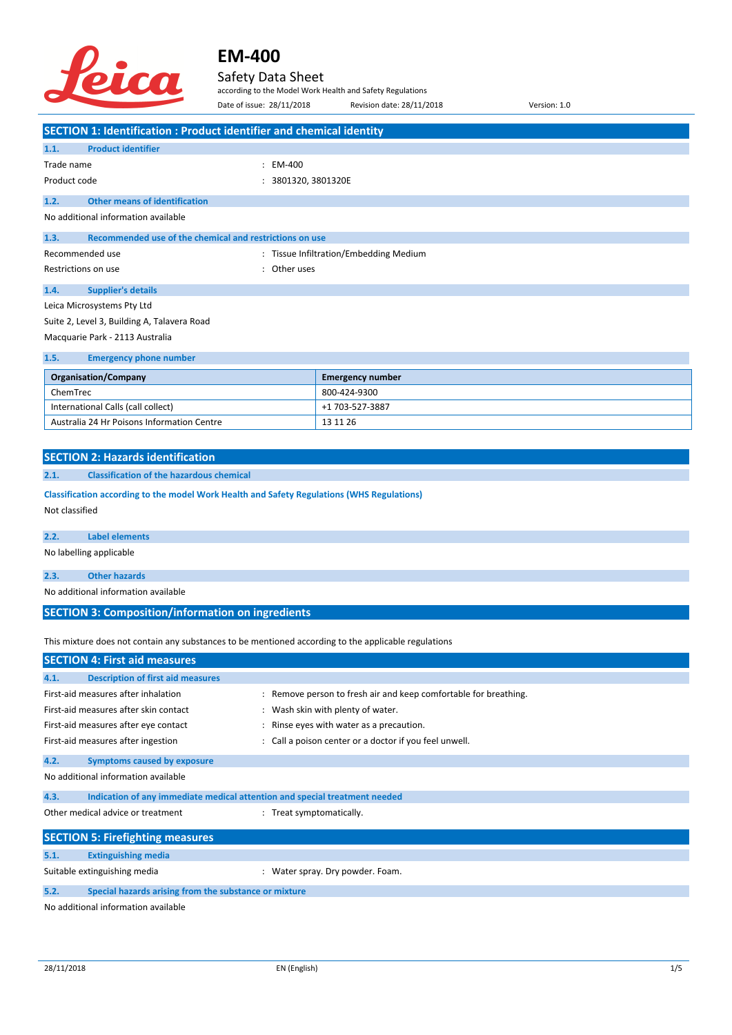# EM-400

## Safety Data Sheet

according to the Model Work Health and Safety Regulations

Date of issue: 28/11/2018 Revision date: 28/11/2018 Version: 1.0

## SECTION 1: Identification : Product identifier and chemical identity

### 1.1. Product identifier

Trade name : EM-400

Product code : 3801320, 3801320E

### 1.2. Other means of identification

No additional information available

### 1.3. Recommended use of the chemical and restrictions on use

Recommended use : Tissue Infiltration/Embedding Medium

Restrictions on use : Other uses

### 1.4. Supplier's details

Leica Microsystems Pty Ltd

Suite 2, Level 3, Building A, Talavera Road

Macquarie Park - 2113 Australia

### 1.5. Emergency phone number

| Organisation/Company | Emergency number |
|---|---|
| ChemTrec | 800-424-9300 |
| International Calls (call collect) | +1 703-527-3887 |
| Australia 24 Hr Poisons Information Centre | 13 11 26 |

## SECTION 2: Hazards identification

### 2.1. Classification of the hazardous chemical

**Classification according to the model Work Health and Safety Regulations (WHS Regulations)**

Not classified

### 2.2. Label elements

No labelling applicable

### 2.3. Other hazards

No additional information available

## SECTION 3: Composition/information on ingredients

This mixture does not contain any substances to be mentioned according to the applicable regulations

## SECTION 4: First aid measures

### 4.1. Description of first aid measures

First-aid measures after inhalation : Remove person to fresh air and keep comfortable for breathing.

First-aid measures after skin contact : Wash skin with plenty of water.

First-aid measures after eye contact : Rinse eyes with water as a precaution.

First-aid measures after ingestion : Call a poison center or a doctor if you feel unwell.

### 4.2. Symptoms caused by exposure

No additional information available

### 4.3. Indication of any immediate medical attention and special treatment needed

Other medical advice or treatment : Treat symptomatically.

## SECTION 5: Firefighting measures

### 5.1. Extinguishing media

Suitable extinguishing media : Water spray. Dry powder. Foam.

### 5.2. Special hazards arising from the substance or mixture

No additional information available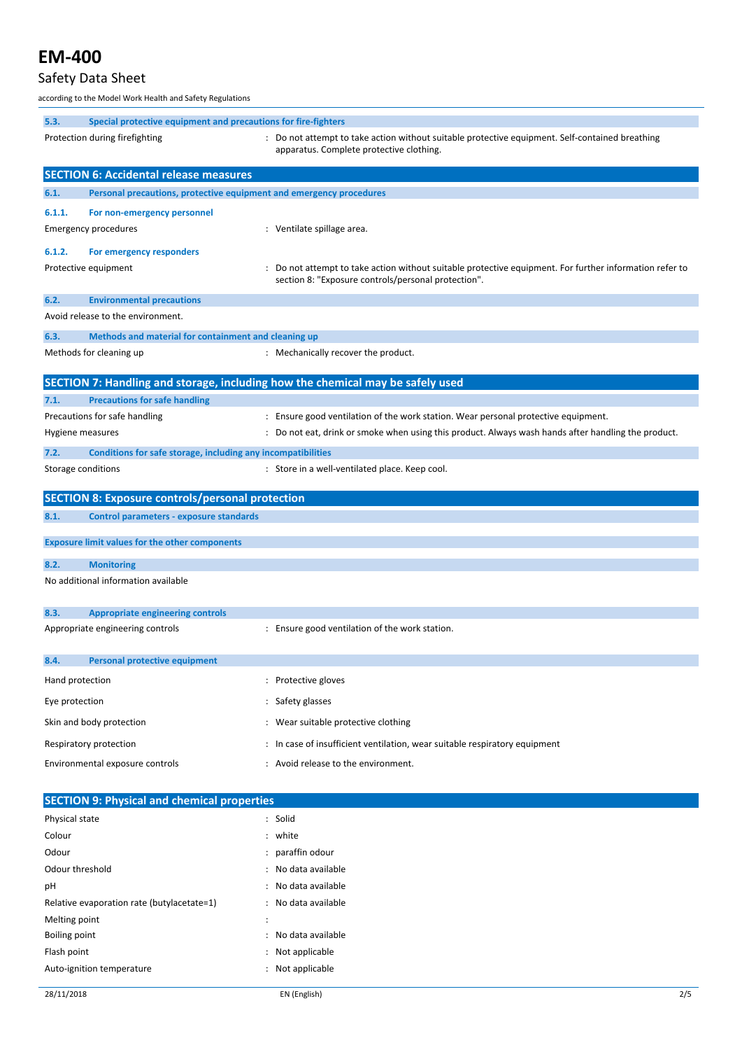### 5.3. Special protective equipment and precautions for fire-fighters

| | |
|---|---|
| Protection during firefighting | : Do not attempt to take action without suitable protective equipment. Self-contained breathing apparatus. Complete protective clothing. |

## SECTION 6: Accidental release measures

### 6.1. Personal precautions, protective equipment and emergency procedures

#### 6.1.1. For non-emergency personnel

| | |
|---|---|
| Emergency procedures | : Ventilate spillage area. |

#### 6.1.2. For emergency responders

| | |
|---|---|
| Protective equipment | : Do not attempt to take action without suitable protective equipment. For further information refer to section 8: "Exposure controls/personal protection". |

### 6.2. Environmental precautions

Avoid release to the environment.

### 6.3. Methods and material for containment and cleaning up

| | |
|---|---|
| Methods for cleaning up | : Mechanically recover the product. |

## SECTION 7: Handling and storage, including how the chemical may be safely used

### 7.1. Precautions for safe handling

| | |
|---|---|
| Precautions for safe handling | : Ensure good ventilation of the work station. Wear personal protective equipment. |
| Hygiene measures | : Do not eat, drink or smoke when using this product. Always wash hands after handling the product. |

### 7.2. Conditions for safe storage, including any incompatibilities

| | |
|---|---|
| Storage conditions | : Store in a well-ventilated place. Keep cool. |

## SECTION 8: Exposure controls/personal protection

### 8.1. Control parameters - exposure standards

**Exposure limit values for the other components**

### 8.2. Monitoring

No additional information available

### 8.3. Appropriate engineering controls

| | |
|---|---|
| Appropriate engineering controls | : Ensure good ventilation of the work station. |

### 8.4. Personal protective equipment

| | |
|---|---|
| Hand protection | : Protective gloves |
| Eye protection | : Safety glasses |
| Skin and body protection | : Wear suitable protective clothing |
| Respiratory protection | : In case of insufficient ventilation, wear suitable respiratory equipment |
| Environmental exposure controls | : Avoid release to the environment. |

## SECTION 9: Physical and chemical properties

| | |
|---|---|
| Physical state | : Solid |
| Colour | : white |
| Odour | : paraffin odour |
| Odour threshold | : No data available |
| pH | : No data available |
| Relative evaporation rate (butylacetate=1) | : No data available |
| Melting point | : |
| Boiling point | : No data available |
| Flash point | : Not applicable |
| Auto-ignition temperature | : Not applicable |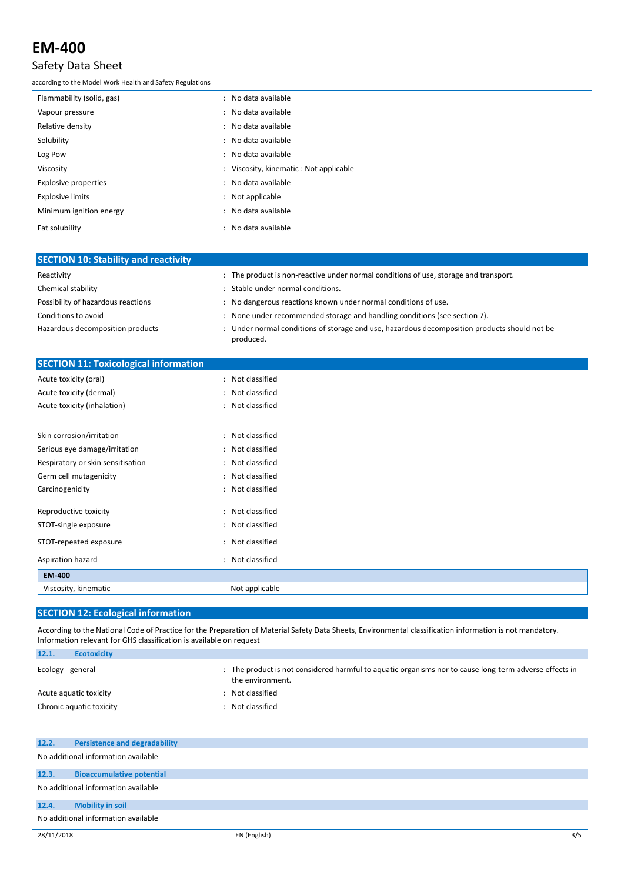| | |
|---|---|
| Flammability (solid, gas) | : No data available |
| Vapour pressure | : No data available |
| Relative density | : No data available |
| Solubility | : No data available |
| Log Pow | : No data available |
| Viscosity | : Viscosity, kinematic : Not applicable |
| Explosive properties | : No data available |
| Explosive limits | : Not applicable |
| Minimum ignition energy | : No data available |
| Fat solubility | : No data available |

## SECTION 10: Stability and reactivity

| | |
|---|---|
| Reactivity | : The product is non-reactive under normal conditions of use, storage and transport. |
| Chemical stability | : Stable under normal conditions. |
| Possibility of hazardous reactions | : No dangerous reactions known under normal conditions of use. |
| Conditions to avoid | : None under recommended storage and handling conditions (see section 7). |
| Hazardous decomposition products | : Under normal conditions of storage and use, hazardous decomposition products should not be produced. |

## SECTION 11: Toxicological information

| | |
|---|---|
| Acute toxicity (oral) | : Not classified |
| Acute toxicity (dermal) | : Not classified |
| Acute toxicity (inhalation) | : Not classified |
| Skin corrosion/irritation | : Not classified |
| Serious eye damage/irritation | : Not classified |
| Respiratory or skin sensitisation | : Not classified |
| Germ cell mutagenicity | : Not classified |
| Carcinogenicity | : Not classified |
| Reproductive toxicity | : Not classified |
| STOT-single exposure | : Not classified |
| STOT-repeated exposure | : Not classified |
| Aspiration hazard | : Not classified |

| **EM-400** | |
|---|---|
| Viscosity, kinematic | Not applicable |

## SECTION 12: Ecological information

According to the National Code of Practice for the Preparation of Material Safety Data Sheets, Environmental classification information is not mandatory. Information relevant for GHS classification is available on request

### 12.1. Ecotoxicity

| | |
|---|---|
| Ecology - general | : The product is not considered harmful to aquatic organisms nor to cause long-term adverse effects in the environment. |
| Acute aquatic toxicity | : Not classified |
| Chronic aquatic toxicity | : Not classified |

### 12.2. Persistence and degradability

No additional information available

### 12.3. Bioaccumulative potential

No additional information available

### 12.4. Mobility in soil

No additional information available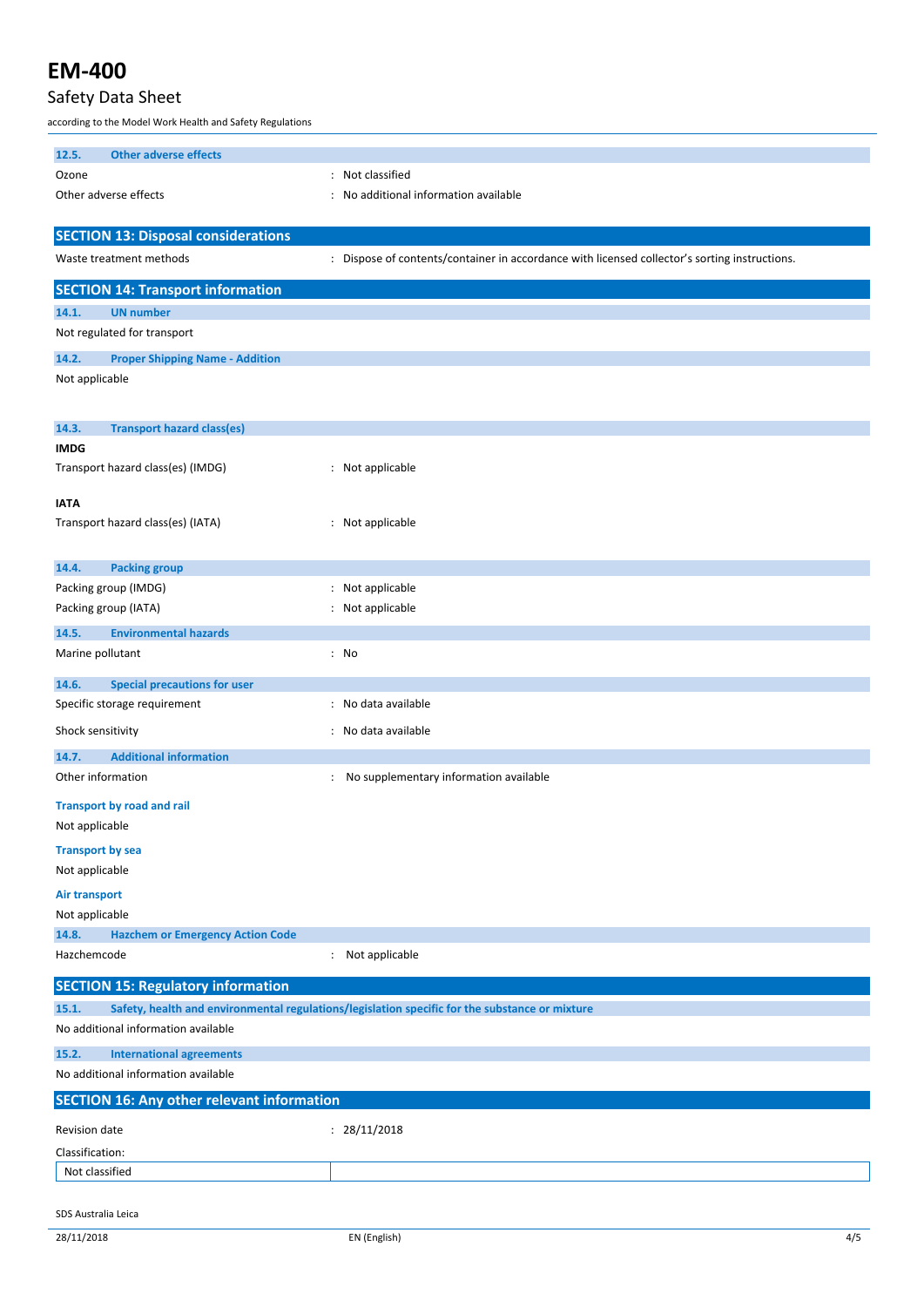### 12.5. Other adverse effects

| | |
|---|---|
| Ozone | : Not classified |
| Other adverse effects | : No additional information available |

## SECTION 13: Disposal considerations

| | |
|---|---|
| Waste treatment methods | : Dispose of contents/container in accordance with licensed collector's sorting instructions. |

## SECTION 14: Transport information

### 14.1. UN number

Not regulated for transport

### 14.2. Proper Shipping Name - Addition

Not applicable

### 14.3. Transport hazard class(es)

**IMDG**

| | |
|---|---|
| Transport hazard class(es) (IMDG) | : Not applicable |

**IATA**

| | |
|---|---|
| Transport hazard class(es) (IATA) | : Not applicable |

### 14.4. Packing group

| | |
|---|---|
| Packing group (IMDG) | : Not applicable |
| Packing group (IATA) | : Not applicable |

### 14.5. Environmental hazards

| | |
|---|---|
| Marine pollutant | : No |

### 14.6. Special precautions for user

| | |
|---|---|
| Specific storage requirement | : No data available |
| Shock sensitivity | : No data available |

### 14.7. Additional information

| | |
|---|---|
| Other information | : No supplementary information available |

**Transport by road and rail**

Not applicable

**Transport by sea**

Not applicable

**Air transport**

Not applicable

### 14.8. Hazchem or Emergency Action Code

| | |
|---|---|
| Hazchemcode | : Not applicable |

## SECTION 15: Regulatory information

### 15.1. Safety, health and environmental regulations/legislation specific for the substance or mixture

No additional information available

### 15.2. International agreements

No additional information available

## SECTION 16: Any other relevant information

| | |
|---|---|
| Revision date | : 28/11/2018 |

Classification:

| Not classified | |
|---|---|

SDS Australia Leica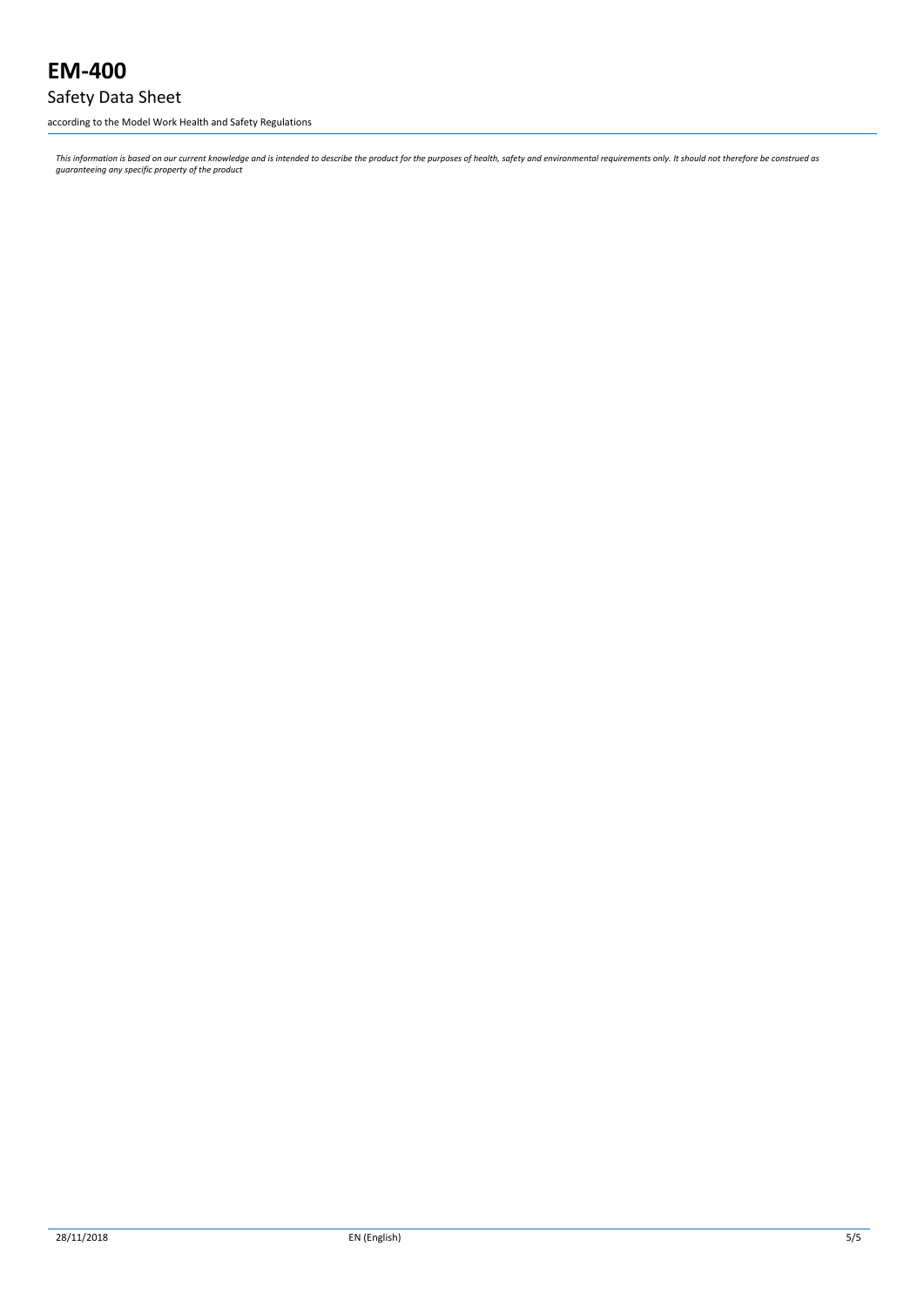*This information is based on our current knowledge and is intended to describe the product for the purposes of health, safety and environmental requirements only. It should not therefore be construed as guaranteeing any specific property of the product*